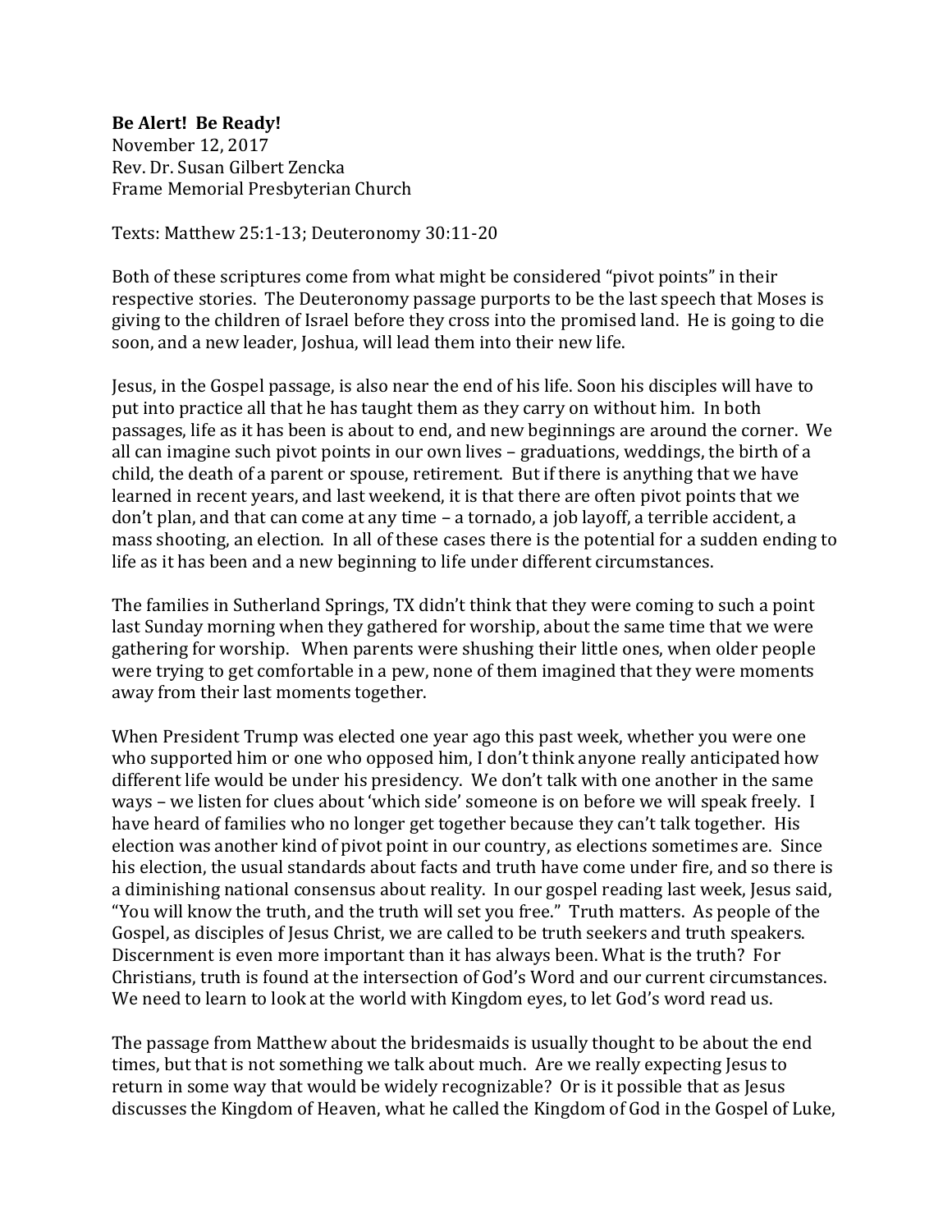**Be Alert! Be Ready!**
November 12, 2017
Rev. Dr. Susan Gilbert Zencka
Frame Memorial Presbyterian Church

Texts: Matthew 25:1-13; Deuteronomy 30:11-20

Both of these scriptures come from what might be considered "pivot points" in their respective stories. The Deuteronomy passage purports to be the last speech that Moses is giving to the children of Israel before they cross into the promised land. He is going to die soon, and a new leader, Joshua, will lead them into their new life.

Jesus, in the Gospel passage, is also near the end of his life. Soon his disciples will have to put into practice all that he has taught them as they carry on without him. In both passages, life as it has been is about to end, and new beginnings are around the corner. We all can imagine such pivot points in our own lives – graduations, weddings, the birth of a child, the death of a parent or spouse, retirement. But if there is anything that we have learned in recent years, and last weekend, it is that there are often pivot points that we don't plan, and that can come at any time – a tornado, a job layoff, a terrible accident, a mass shooting, an election. In all of these cases there is the potential for a sudden ending to life as it has been and a new beginning to life under different circumstances.

The families in Sutherland Springs, TX didn't think that they were coming to such a point last Sunday morning when they gathered for worship, about the same time that we were gathering for worship. When parents were shushing their little ones, when older people were trying to get comfortable in a pew, none of them imagined that they were moments away from their last moments together.

When President Trump was elected one year ago this past week, whether you were one who supported him or one who opposed him, I don't think anyone really anticipated how different life would be under his presidency. We don't talk with one another in the same ways – we listen for clues about 'which side' someone is on before we will speak freely. I have heard of families who no longer get together because they can't talk together. His election was another kind of pivot point in our country, as elections sometimes are. Since his election, the usual standards about facts and truth have come under fire, and so there is a diminishing national consensus about reality. In our gospel reading last week, Jesus said, "You will know the truth, and the truth will set you free." Truth matters. As people of the Gospel, as disciples of Jesus Christ, we are called to be truth seekers and truth speakers. Discernment is even more important than it has always been. What is the truth? For Christians, truth is found at the intersection of God's Word and our current circumstances. We need to learn to look at the world with Kingdom eyes, to let God's word read us.

The passage from Matthew about the bridesmaids is usually thought to be about the end times, but that is not something we talk about much. Are we really expecting Jesus to return in some way that would be widely recognizable? Or is it possible that as Jesus discusses the Kingdom of Heaven, what he called the Kingdom of God in the Gospel of Luke,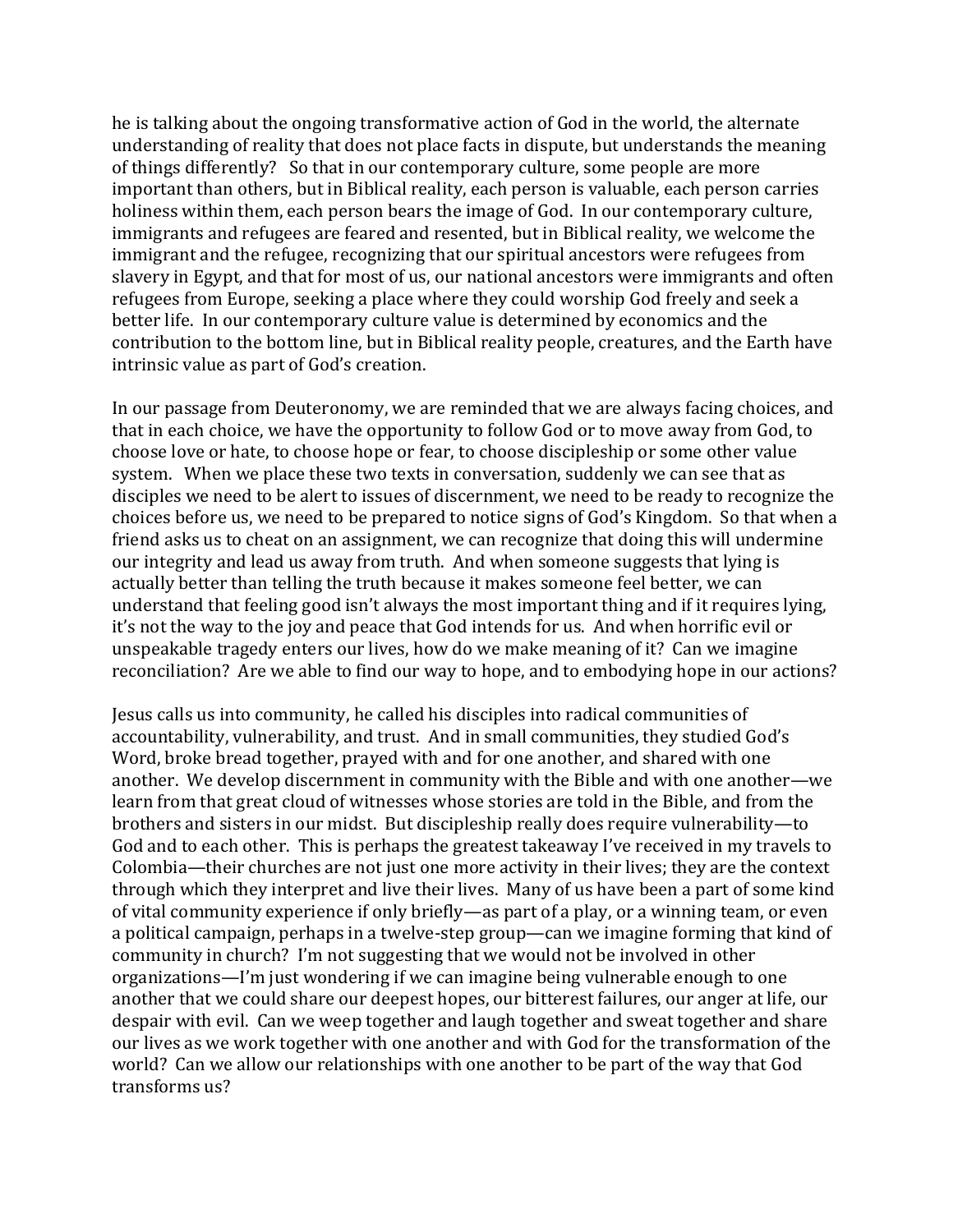he is talking about the ongoing transformative action of God in the world, the alternate understanding of reality that does not place facts in dispute, but understands the meaning of things differently? So that in our contemporary culture, some people are more important than others, but in Biblical reality, each person is valuable, each person carries holiness within them, each person bears the image of God. In our contemporary culture, immigrants and refugees are feared and resented, but in Biblical reality, we welcome the immigrant and the refugee, recognizing that our spiritual ancestors were refugees from slavery in Egypt, and that for most of us, our national ancestors were immigrants and often refugees from Europe, seeking a place where they could worship God freely and seek a better life. In our contemporary culture value is determined by economics and the contribution to the bottom line, but in Biblical reality people, creatures, and the Earth have intrinsic value as part of God's creation.

In our passage from Deuteronomy, we are reminded that we are always facing choices, and that in each choice, we have the opportunity to follow God or to move away from God, to choose love or hate, to choose hope or fear, to choose discipleship or some other value system. When we place these two texts in conversation, suddenly we can see that as disciples we need to be alert to issues of discernment, we need to be ready to recognize the choices before us, we need to be prepared to notice signs of God's Kingdom. So that when a friend asks us to cheat on an assignment, we can recognize that doing this will undermine our integrity and lead us away from truth. And when someone suggests that lying is actually better than telling the truth because it makes someone feel better, we can understand that feeling good isn't always the most important thing and if it requires lying, it's not the way to the joy and peace that God intends for us. And when horrific evil or unspeakable tragedy enters our lives, how do we make meaning of it? Can we imagine reconciliation? Are we able to find our way to hope, and to embodying hope in our actions?

Jesus calls us into community, he called his disciples into radical communities of accountability, vulnerability, and trust. And in small communities, they studied God's Word, broke bread together, prayed with and for one another, and shared with one another. We develop discernment in community with the Bible and with one another—we learn from that great cloud of witnesses whose stories are told in the Bible, and from the brothers and sisters in our midst. But discipleship really does require vulnerability—to God and to each other. This is perhaps the greatest takeaway I've received in my travels to Colombia—their churches are not just one more activity in their lives; they are the context through which they interpret and live their lives. Many of us have been a part of some kind of vital community experience if only briefly—as part of a play, or a winning team, or even a political campaign, perhaps in a twelve-step group—can we imagine forming that kind of community in church? I'm not suggesting that we would not be involved in other organizations—I'm just wondering if we can imagine being vulnerable enough to one another that we could share our deepest hopes, our bitterest failures, our anger at life, our despair with evil. Can we weep together and laugh together and sweat together and share our lives as we work together with one another and with God for the transformation of the world? Can we allow our relationships with one another to be part of the way that God transforms us?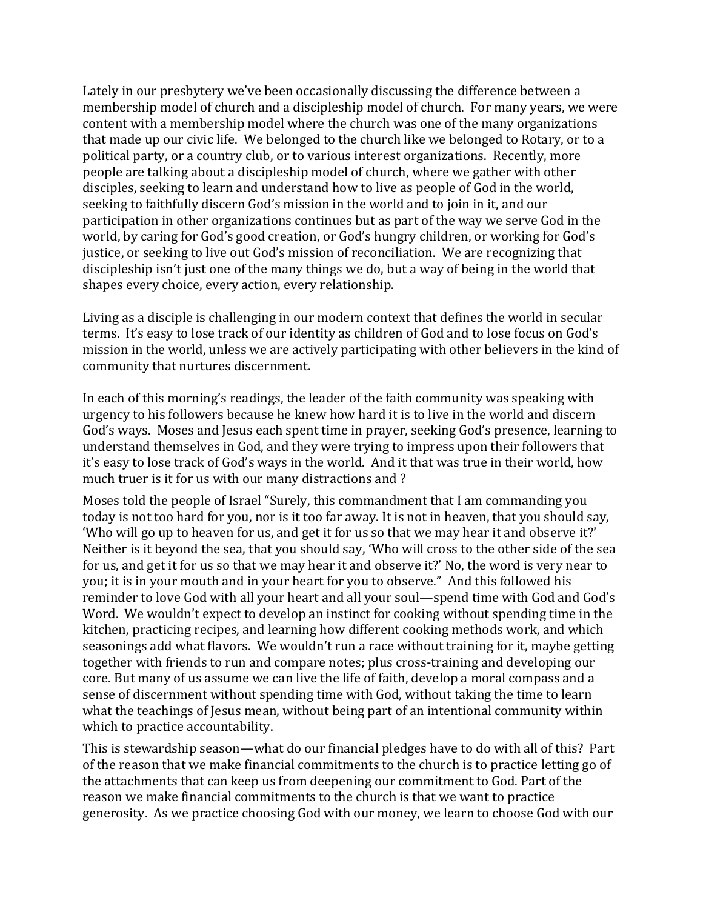Lately in our presbytery we've been occasionally discussing the difference between a membership model of church and a discipleship model of church. For many years, we were content with a membership model where the church was one of the many organizations that made up our civic life. We belonged to the church like we belonged to Rotary, or to a political party, or a country club, or to various interest organizations. Recently, more people are talking about a discipleship model of church, where we gather with other disciples, seeking to learn and understand how to live as people of God in the world, seeking to faithfully discern God's mission in the world and to join in it, and our participation in other organizations continues but as part of the way we serve God in the world, by caring for God's good creation, or God's hungry children, or working for God's justice, or seeking to live out God's mission of reconciliation. We are recognizing that discipleship isn't just one of the many things we do, but a way of being in the world that shapes every choice, every action, every relationship.

Living as a disciple is challenging in our modern context that defines the world in secular terms. It's easy to lose track of our identity as children of God and to lose focus on God's mission in the world, unless we are actively participating with other believers in the kind of community that nurtures discernment.

In each of this morning's readings, the leader of the faith community was speaking with urgency to his followers because he knew how hard it is to live in the world and discern God's ways. Moses and Jesus each spent time in prayer, seeking God's presence, learning to understand themselves in God, and they were trying to impress upon their followers that it's easy to lose track of God's ways in the world. And it that was true in their world, how much truer is it for us with our many distractions and ?

Moses told the people of Israel "Surely, this commandment that I am commanding you today is not too hard for you, nor is it too far away. It is not in heaven, that you should say, 'Who will go up to heaven for us, and get it for us so that we may hear it and observe it?' Neither is it beyond the sea, that you should say, 'Who will cross to the other side of the sea for us, and get it for us so that we may hear it and observe it?' No, the word is very near to you; it is in your mouth and in your heart for you to observe." And this followed his reminder to love God with all your heart and all your soul—spend time with God and God's Word. We wouldn't expect to develop an instinct for cooking without spending time in the kitchen, practicing recipes, and learning how different cooking methods work, and which seasonings add what flavors. We wouldn't run a race without training for it, maybe getting together with friends to run and compare notes; plus cross-training and developing our core. But many of us assume we can live the life of faith, develop a moral compass and a sense of discernment without spending time with God, without taking the time to learn what the teachings of Jesus mean, without being part of an intentional community within which to practice accountability.

This is stewardship season—what do our financial pledges have to do with all of this? Part of the reason that we make financial commitments to the church is to practice letting go of the attachments that can keep us from deepening our commitment to God. Part of the reason we make financial commitments to the church is that we want to practice generosity. As we practice choosing God with our money, we learn to choose God with our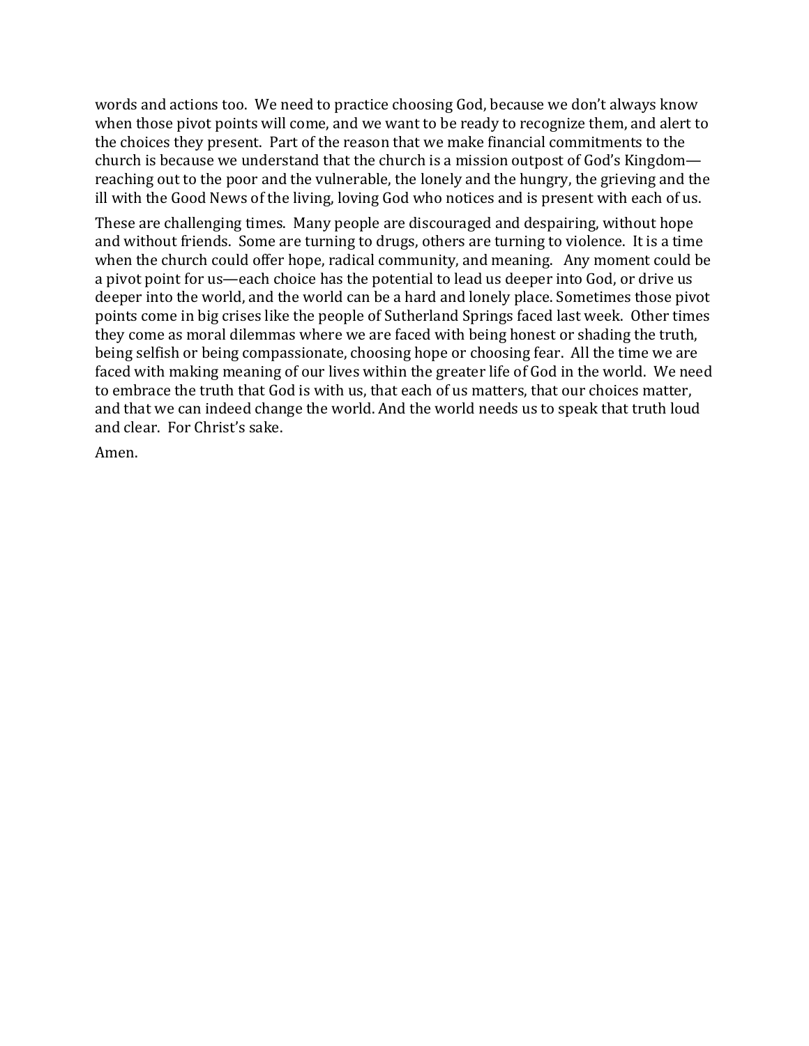words and actions too. We need to practice choosing God, because we don't always know when those pivot points will come, and we want to be ready to recognize them, and alert to the choices they present. Part of the reason that we make financial commitments to the church is because we understand that the church is a mission outpost of God's Kingdom—reaching out to the poor and the vulnerable, the lonely and the hungry, the grieving and the ill with the Good News of the living, loving God who notices and is present with each of us.

These are challenging times. Many people are discouraged and despairing, without hope and without friends. Some are turning to drugs, others are turning to violence. It is a time when the church could offer hope, radical community, and meaning. Any moment could be a pivot point for us—each choice has the potential to lead us deeper into God, or drive us deeper into the world, and the world can be a hard and lonely place. Sometimes those pivot points come in big crises like the people of Sutherland Springs faced last week. Other times they come as moral dilemmas where we are faced with being honest or shading the truth, being selfish or being compassionate, choosing hope or choosing fear. All the time we are faced with making meaning of our lives within the greater life of God in the world. We need to embrace the truth that God is with us, that each of us matters, that our choices matter, and that we can indeed change the world. And the world needs us to speak that truth loud and clear. For Christ's sake.

Amen.